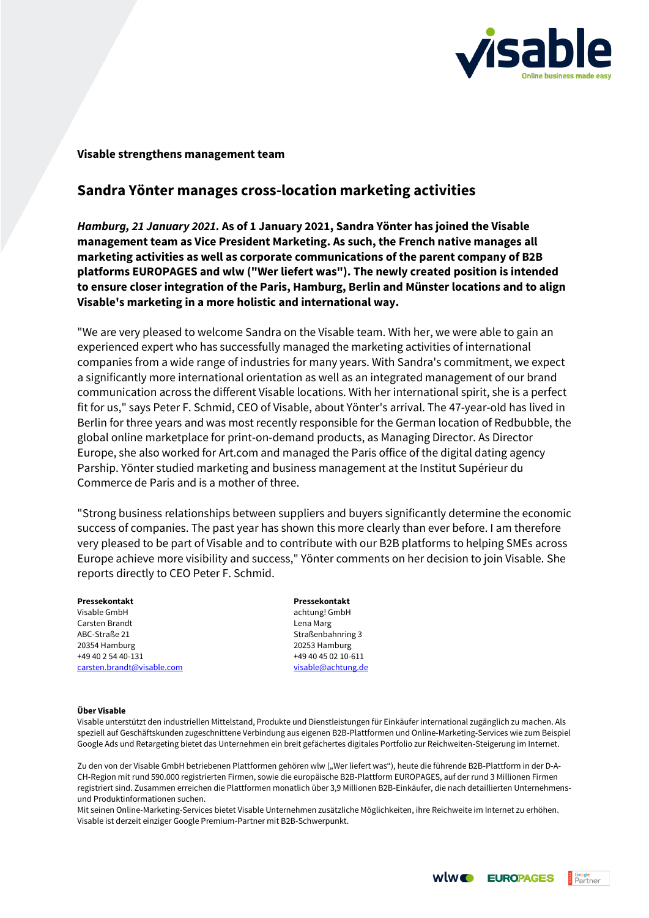**Visable strengthens management team**

## Sandra Yönter manages cross-location marketing activities

***Hamburg, 21 January 2021.*** **As of 1 January 2021, Sandra Yönter has joined the Visable management team as Vice President Marketing. As such, the French native manages all marketing activities as well as corporate communications of the parent company of B2B platforms EUROPAGES and wlw ("Wer liefert was"). The newly created position is intended to ensure closer integration of the Paris, Hamburg, Berlin and Münster locations and to align Visable's marketing in a more holistic and international way.**

"We are very pleased to welcome Sandra on the Visable team. With her, we were able to gain an experienced expert who has successfully managed the marketing activities of international companies from a wide range of industries for many years. With Sandra's commitment, we expect a significantly more international orientation as well as an integrated management of our brand communication across the different Visable locations. With her international spirit, she is a perfect fit for us," says Peter F. Schmid, CEO of Visable, about Yönter's arrival. The 47-year-old has lived in Berlin for three years and was most recently responsible for the German location of Redbubble, the global online marketplace for print-on-demand products, as Managing Director. As Director Europe, she also worked for Art.com and managed the Paris office of the digital dating agency Parship. Yönter studied marketing and business management at the Institut Supérieur du Commerce de Paris and is a mother of three.

"Strong business relationships between suppliers and buyers significantly determine the economic success of companies. The past year has shown this more clearly than ever before. I am therefore very pleased to be part of Visable and to contribute with our B2B platforms to helping SMEs across Europe achieve more visibility and success," Yönter comments on her decision to join Visable. She reports directly to CEO Peter F. Schmid.

**Pressekontakt**
Visable GmbH
Carsten Brandt
ABC-Straße 21
20354 Hamburg
+49 40 2 54 40-131
carsten.brandt@visable.com

**Pressekontakt**
achtung! GmbH
Lena Marg
Straßenbahnring 3
20253 Hamburg
+49 40 45 02 10-611
visable@achtung.de

**Über Visable**

Visable unterstützt den industriellen Mittelstand, Produkte und Dienstleistungen für Einkäufer international zugänglich zu machen. Als speziell auf Geschäftskunden zugeschnittene Verbindung aus eigenen B2B-Plattformen und Online-Marketing-Services wie zum Beispiel Google Ads und Retargeting bietet das Unternehmen ein breit gefächertes digitales Portfolio zur Reichweiten-Steigerung im Internet.

Zu den von der Visable GmbH betriebenen Plattformen gehören wlw („Wer liefert was"), heute die führende B2B-Plattform in der D-A-CH-Region mit rund 590.000 registrierten Firmen, sowie die europäische B2B-Plattform EUROPAGES, auf der rund 3 Millionen Firmen registriert sind. Zusammen erreichen die Plattformen monatlich über 3,9 Millionen B2B-Einkäufer, die nach detaillierten Unternehmens- und Produktinformationen suchen.
Mit seinen Online-Marketing-Services bietet Visable Unternehmen zusätzliche Möglichkeiten, ihre Reichweite im Internet zu erhöhen. Visable ist derzeit einziger Google Premium-Partner mit B2B-Schwerpunkt.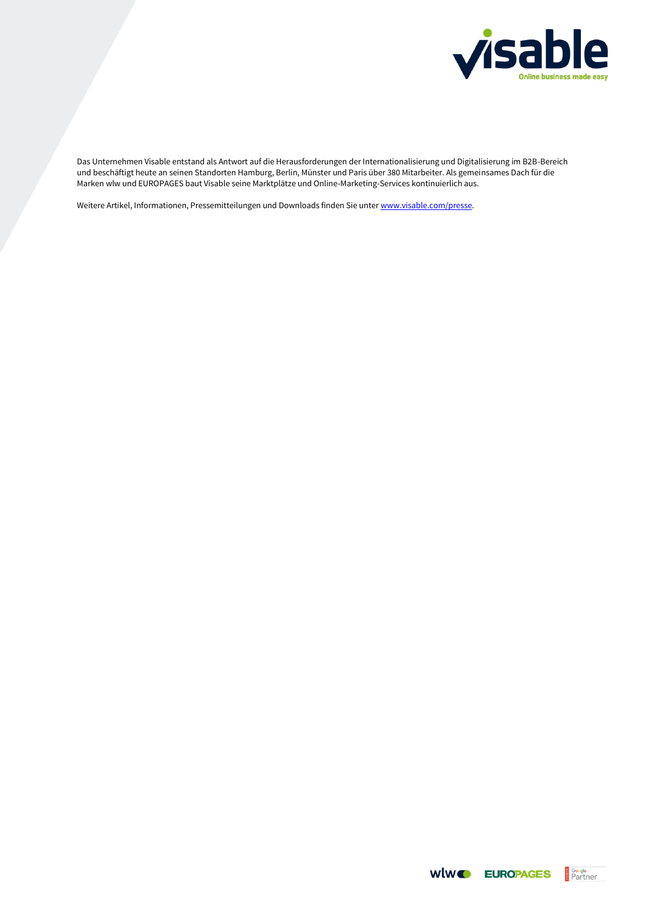Das Unternehmen Visable entstand als Antwort auf die Herausforderungen der Internationalisierung und Digitalisierung im B2B-Bereich und beschäftigt heute an seinen Standorten Hamburg, Berlin, Münster und Paris über 380 Mitarbeiter. Als gemeinsames Dach für die Marken wlw und EUROPAGES baut Visable seine Marktplätze und Online-Marketing-Services kontinuierlich aus.

Weitere Artikel, Informationen, Pressemitteilungen und Downloads finden Sie unter [www.visable.com/presse](http://www.visable.com/presse).